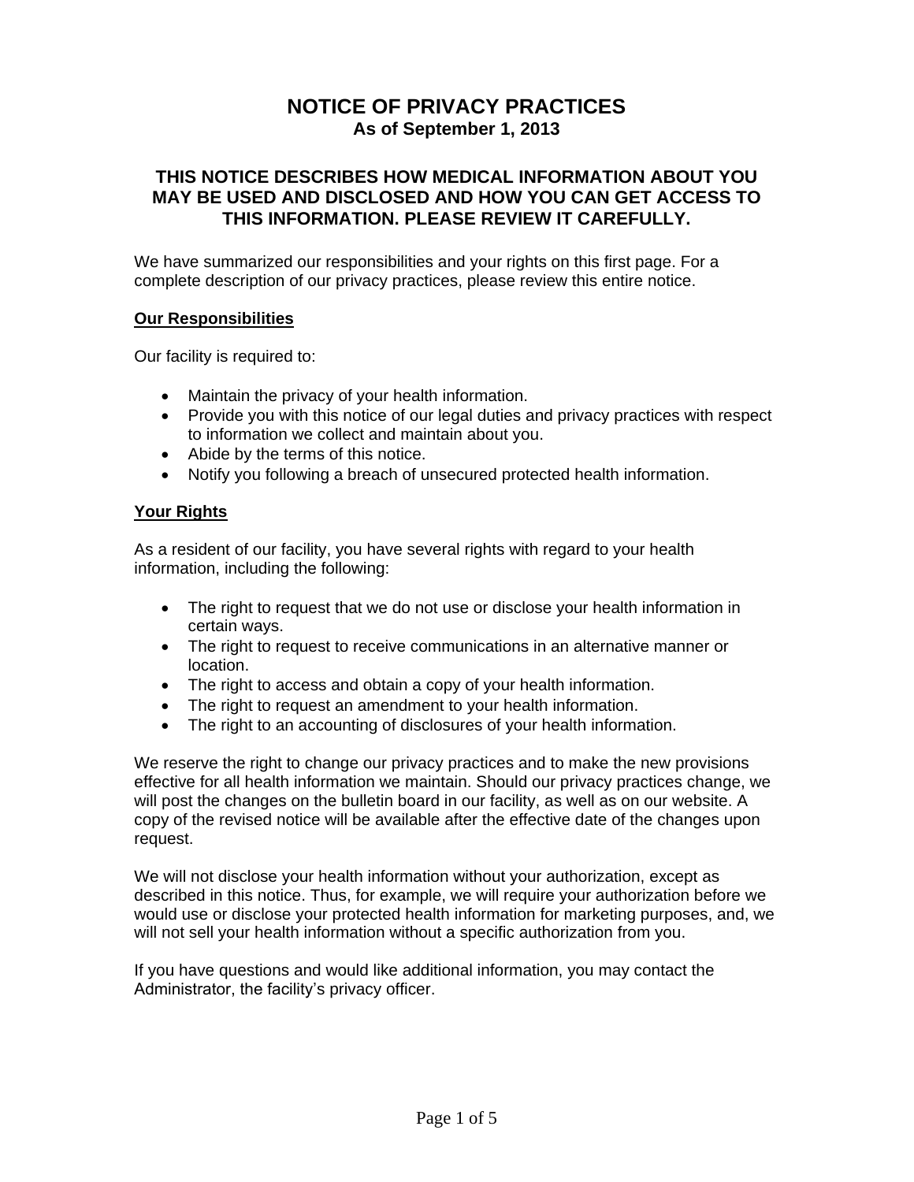# NOTICE OF PRIVACY PRACTICES

**As of September 1, 2013**

## THIS NOTICE DESCRIBES HOW MEDICAL INFORMATION ABOUT YOU MAY BE USED AND DISCLOSED AND HOW YOU CAN GET ACCESS TO THIS INFORMATION. PLEASE REVIEW IT CAREFULLY.

We have summarized our responsibilities and your rights on this first page. For a complete description of our privacy practices, please review this entire notice.

### Our Responsibilities

Our facility is required to:

- Maintain the privacy of your health information.
- Provide you with this notice of our legal duties and privacy practices with respect to information we collect and maintain about you.
- Abide by the terms of this notice.
- Notify you following a breach of unsecured protected health information.

### Your Rights

As a resident of our facility, you have several rights with regard to your health information, including the following:

- The right to request that we do not use or disclose your health information in certain ways.
- The right to request to receive communications in an alternative manner or location.
- The right to access and obtain a copy of your health information.
- The right to request an amendment to your health information.
- The right to an accounting of disclosures of your health information.

We reserve the right to change our privacy practices and to make the new provisions effective for all health information we maintain. Should our privacy practices change, we will post the changes on the bulletin board in our facility, as well as on our website. A copy of the revised notice will be available after the effective date of the changes upon request.

We will not disclose your health information without your authorization, except as described in this notice. Thus, for example, we will require your authorization before we would use or disclose your protected health information for marketing purposes, and, we will not sell your health information without a specific authorization from you.

If you have questions and would like additional information, you may contact the Administrator, the facility's privacy officer.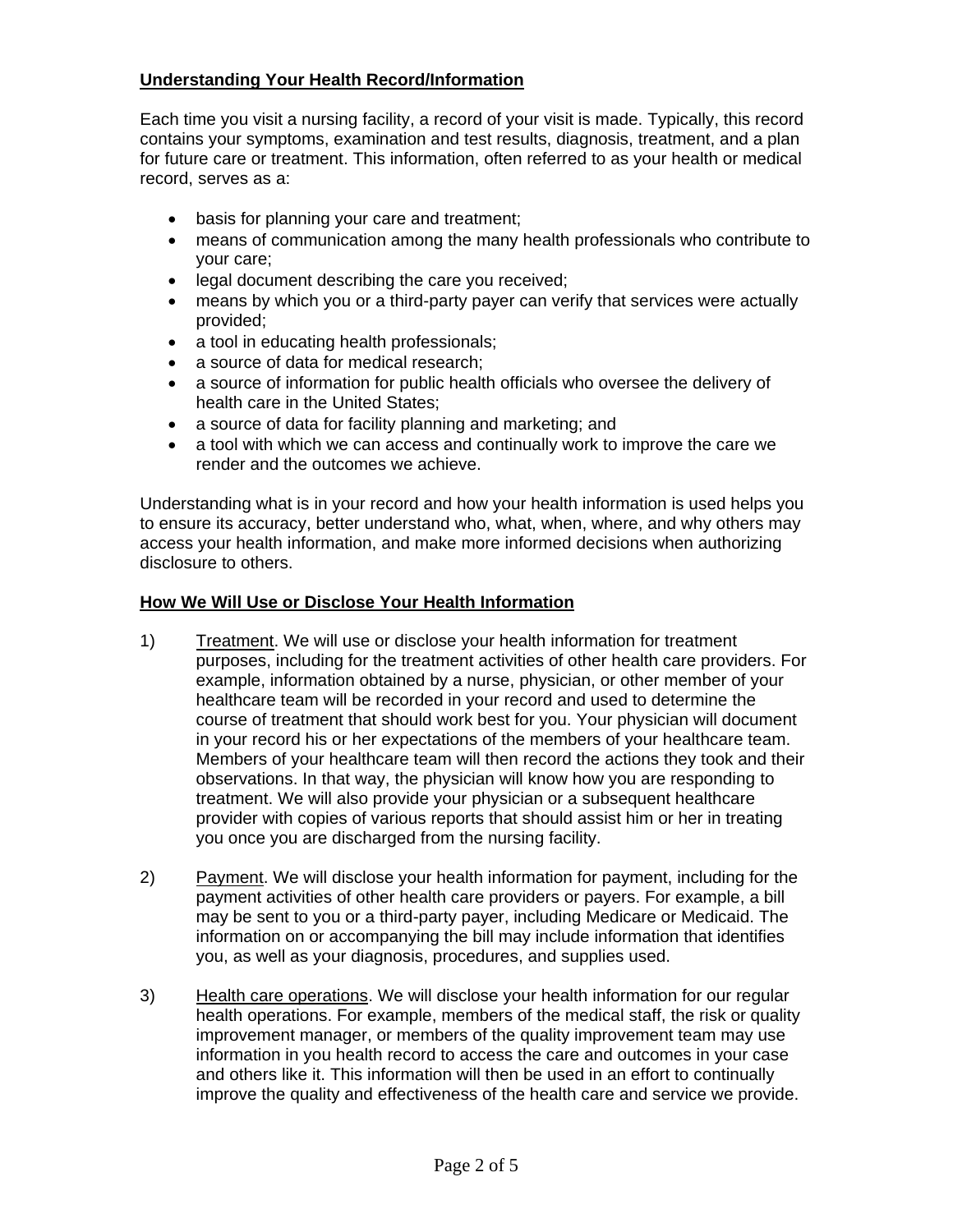## Understanding Your Health Record/Information

Each time you visit a nursing facility, a record of your visit is made. Typically, this record contains your symptoms, examination and test results, diagnosis, treatment, and a plan for future care or treatment. This information, often referred to as your health or medical record, serves as a:

- basis for planning your care and treatment;
- means of communication among the many health professionals who contribute to your care;
- legal document describing the care you received;
- means by which you or a third-party payer can verify that services were actually provided;
- a tool in educating health professionals;
- a source of data for medical research;
- a source of information for public health officials who oversee the delivery of health care in the United States;
- a source of data for facility planning and marketing; and
- a tool with which we can access and continually work to improve the care we render and the outcomes we achieve.

Understanding what is in your record and how your health information is used helps you to ensure its accuracy, better understand who, what, when, where, and why others may access your health information, and make more informed decisions when authorizing disclosure to others.

## How We Will Use or Disclose Your Health Information

1) Treatment. We will use or disclose your health information for treatment purposes, including for the treatment activities of other health care providers. For example, information obtained by a nurse, physician, or other member of your healthcare team will be recorded in your record and used to determine the course of treatment that should work best for you. Your physician will document in your record his or her expectations of the members of your healthcare team. Members of your healthcare team will then record the actions they took and their observations. In that way, the physician will know how you are responding to treatment. We will also provide your physician or a subsequent healthcare provider with copies of various reports that should assist him or her in treating you once you are discharged from the nursing facility.

2) Payment. We will disclose your health information for payment, including for the payment activities of other health care providers or payers. For example, a bill may be sent to you or a third-party payer, including Medicare or Medicaid. The information on or accompanying the bill may include information that identifies you, as well as your diagnosis, procedures, and supplies used.

3) Health care operations. We will disclose your health information for our regular health operations. For example, members of the medical staff, the risk or quality improvement manager, or members of the quality improvement team may use information in you health record to access the care and outcomes in your case and others like it. This information will then be used in an effort to continually improve the quality and effectiveness of the health care and service we provide.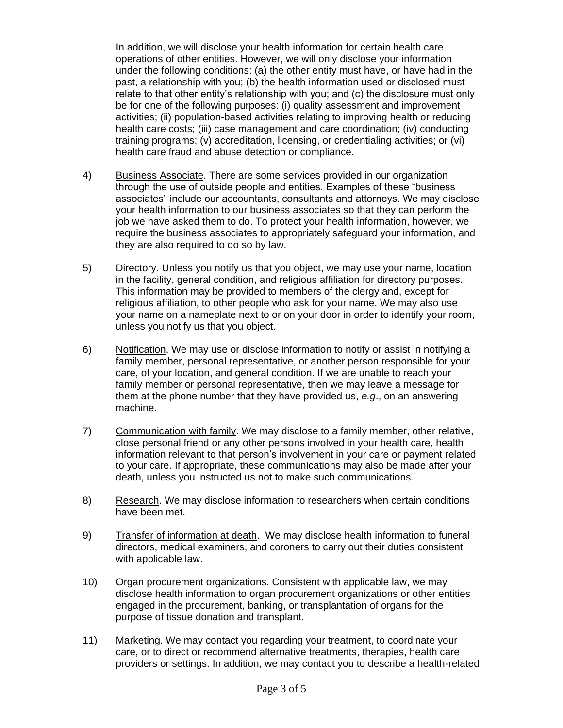In addition, we will disclose your health information for certain health care operations of other entities. However, we will only disclose your information under the following conditions: (a) the other entity must have, or have had in the past, a relationship with you; (b) the health information used or disclosed must relate to that other entity's relationship with you; and (c) the disclosure must only be for one of the following purposes: (i) quality assessment and improvement activities; (ii) population-based activities relating to improving health or reducing health care costs; (iii) case management and care coordination; (iv) conducting training programs; (v) accreditation, licensing, or credentialing activities; or (vi) health care fraud and abuse detection or compliance.

4) <u>Business Associate</u>. There are some services provided in our organization through the use of outside people and entities. Examples of these "business associates" include our accountants, consultants and attorneys. We may disclose your health information to our business associates so that they can perform the job we have asked them to do. To protect your health information, however, we require the business associates to appropriately safeguard your information, and they are also required to do so by law.

5) <u>Directory</u>. Unless you notify us that you object, we may use your name, location in the facility, general condition, and religious affiliation for directory purposes. This information may be provided to members of the clergy and, except for religious affiliation, to other people who ask for your name. We may also use your name on a nameplate next to or on your door in order to identify your room, unless you notify us that you object.

6) <u>Notification</u>. We may use or disclose information to notify or assist in notifying a family member, personal representative, or another person responsible for your care, of your location, and general condition. If we are unable to reach your family member or personal representative, then we may leave a message for them at the phone number that they have provided us, *e.g*., on an answering machine.

7) <u>Communication with family</u>. We may disclose to a family member, other relative, close personal friend or any other persons involved in your health care, health information relevant to that person's involvement in your care or payment related to your care. If appropriate, these communications may also be made after your death, unless you instructed us not to make such communications.

8) <u>Research</u>. We may disclose information to researchers when certain conditions have been met.

9) <u>Transfer of information at death</u>. We may disclose health information to funeral directors, medical examiners, and coroners to carry out their duties consistent with applicable law.

10) <u>Organ procurement organizations</u>. Consistent with applicable law, we may disclose health information to organ procurement organizations or other entities engaged in the procurement, banking, or transplantation of organs for the purpose of tissue donation and transplant.

11) <u>Marketing</u>. We may contact you regarding your treatment, to coordinate your care, or to direct or recommend alternative treatments, therapies, health care providers or settings. In addition, we may contact you to describe a health-related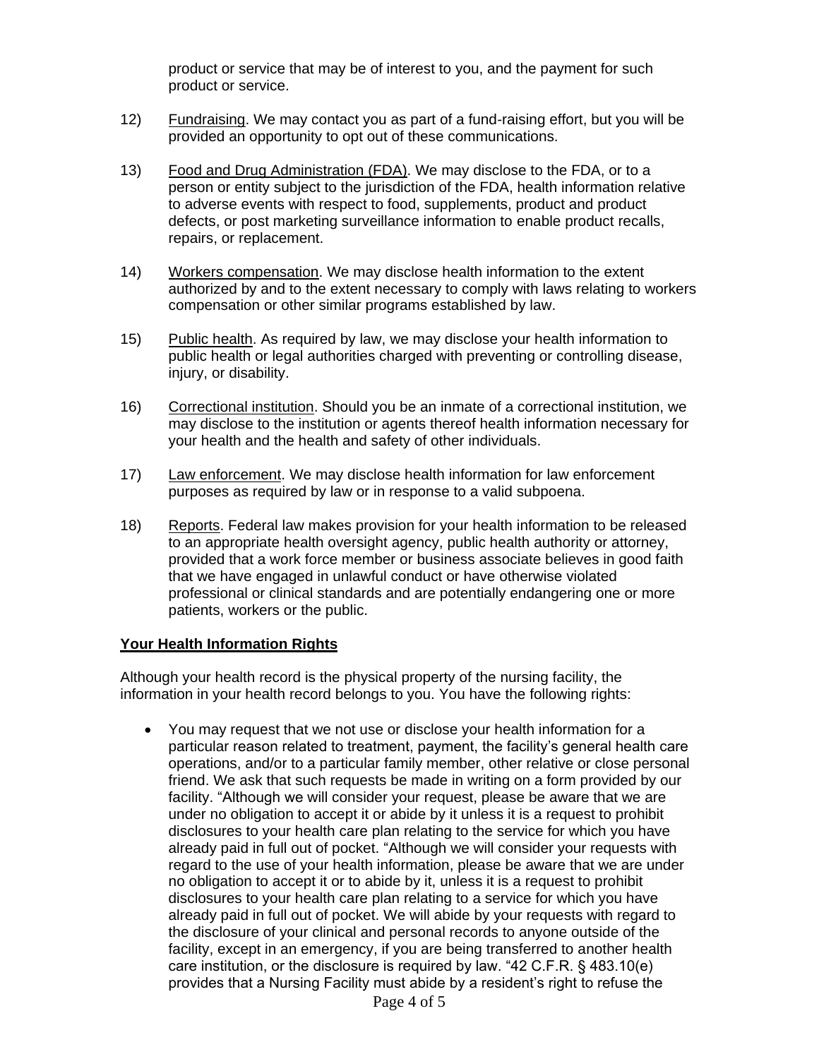product or service that may be of interest to you, and the payment for such product or service.

12) Fundraising. We may contact you as part of a fund-raising effort, but you will be provided an opportunity to opt out of these communications.

13) Food and Drug Administration (FDA). We may disclose to the FDA, or to a person or entity subject to the jurisdiction of the FDA, health information relative to adverse events with respect to food, supplements, product and product defects, or post marketing surveillance information to enable product recalls, repairs, or replacement.

14) Workers compensation. We may disclose health information to the extent authorized by and to the extent necessary to comply with laws relating to workers compensation or other similar programs established by law.

15) Public health. As required by law, we may disclose your health information to public health or legal authorities charged with preventing or controlling disease, injury, or disability.

16) Correctional institution. Should you be an inmate of a correctional institution, we may disclose to the institution or agents thereof health information necessary for your health and the health and safety of other individuals.

17) Law enforcement. We may disclose health information for law enforcement purposes as required by law or in response to a valid subpoena.

18) Reports. Federal law makes provision for your health information to be released to an appropriate health oversight agency, public health authority or attorney, provided that a work force member or business associate believes in good faith that we have engaged in unlawful conduct or have otherwise violated professional or clinical standards and are potentially endangering one or more patients, workers or the public.

**Your Health Information Rights**

Although your health record is the physical property of the nursing facility, the information in your health record belongs to you. You have the following rights:

- You may request that we not use or disclose your health information for a particular reason related to treatment, payment, the facility's general health care operations, and/or to a particular family member, other relative or close personal friend. We ask that such requests be made in writing on a form provided by our facility. "Although we will consider your request, please be aware that we are under no obligation to accept it or abide by it unless it is a request to prohibit disclosures to your health care plan relating to the service for which you have already paid in full out of pocket. "Although we will consider your requests with regard to the use of your health information, please be aware that we are under no obligation to accept it or to abide by it, unless it is a request to prohibit disclosures to your health care plan relating to a service for which you have already paid in full out of pocket. We will abide by your requests with regard to the disclosure of your clinical and personal records to anyone outside of the facility, except in an emergency, if you are being transferred to another health care institution, or the disclosure is required by law. "42 C.F.R. § 483.10(e) provides that a Nursing Facility must abide by a resident's right to refuse the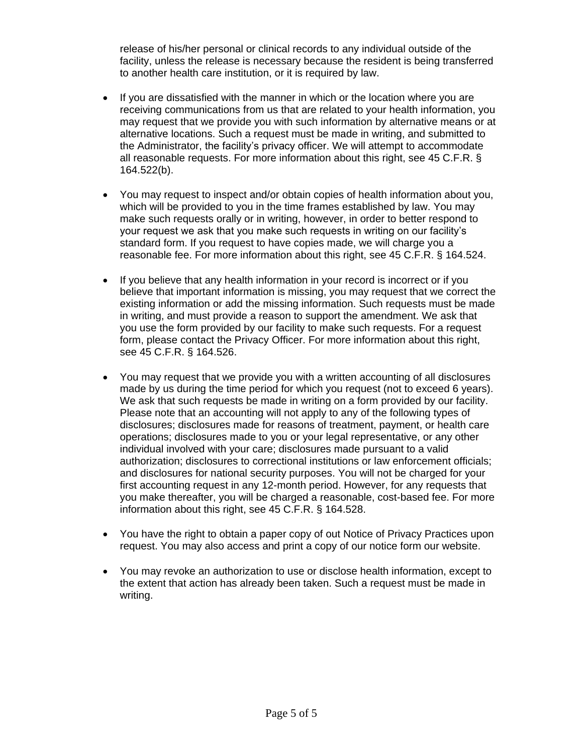release of his/her personal or clinical records to any individual outside of the facility, unless the release is necessary because the resident is being transferred to another health care institution, or it is required by law.

- If you are dissatisfied with the manner in which or the location where you are receiving communications from us that are related to your health information, you may request that we provide you with such information by alternative means or at alternative locations. Such a request must be made in writing, and submitted to the Administrator, the facility's privacy officer. We will attempt to accommodate all reasonable requests. For more information about this right, see 45 C.F.R. § 164.522(b).

- You may request to inspect and/or obtain copies of health information about you, which will be provided to you in the time frames established by law. You may make such requests orally or in writing, however, in order to better respond to your request we ask that you make such requests in writing on our facility's standard form. If you request to have copies made, we will charge you a reasonable fee. For more information about this right, see 45 C.F.R. § 164.524.

- If you believe that any health information in your record is incorrect or if you believe that important information is missing, you may request that we correct the existing information or add the missing information. Such requests must be made in writing, and must provide a reason to support the amendment. We ask that you use the form provided by our facility to make such requests. For a request form, please contact the Privacy Officer. For more information about this right, see 45 C.F.R. § 164.526.

- You may request that we provide you with a written accounting of all disclosures made by us during the time period for which you request (not to exceed 6 years). We ask that such requests be made in writing on a form provided by our facility. Please note that an accounting will not apply to any of the following types of disclosures; disclosures made for reasons of treatment, payment, or health care operations; disclosures made to you or your legal representative, or any other individual involved with your care; disclosures made pursuant to a valid authorization; disclosures to correctional institutions or law enforcement officials; and disclosures for national security purposes. You will not be charged for your first accounting request in any 12-month period. However, for any requests that you make thereafter, you will be charged a reasonable, cost-based fee. For more information about this right, see 45 C.F.R. § 164.528.

- You have the right to obtain a paper copy of out Notice of Privacy Practices upon request. You may also access and print a copy of our notice form our website.

- You may revoke an authorization to use or disclose health information, except to the extent that action has already been taken. Such a request must be made in writing.